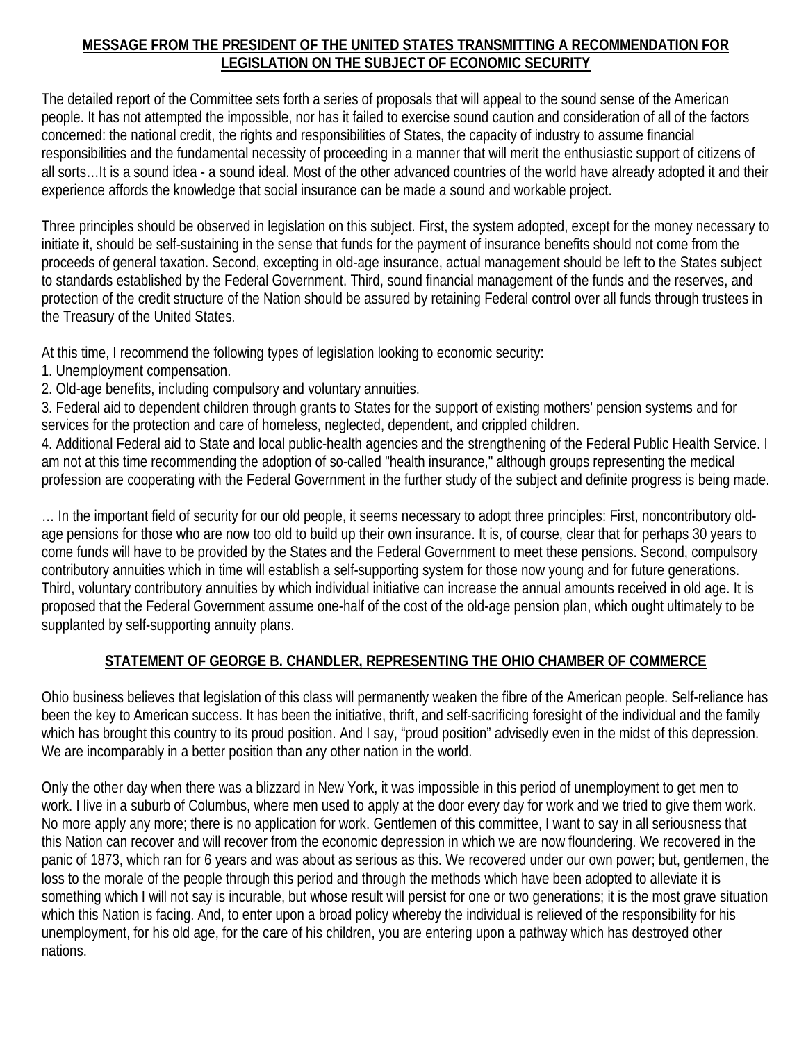## MESSAGE FROM THE PRESIDENT OF THE UNITED STATES TRANSMITTING A RECOMMENDATION FOR LEGISLATION ON THE SUBJECT OF ECONOMIC SECURITY

The detailed report of the Committee sets forth a series of proposals that will appeal to the sound sense of the American people. It has not attempted the impossible, nor has it failed to exercise sound caution and consideration of all of the factors concerned: the national credit, the rights and responsibilities of States, the capacity of industry to assume financial responsibilities and the fundamental necessity of proceeding in a manner that will merit the enthusiastic support of citizens of all sorts…It is a sound idea - a sound ideal. Most of the other advanced countries of the world have already adopted it and their experience affords the knowledge that social insurance can be made a sound and workable project.

Three principles should be observed in legislation on this subject. First, the system adopted, except for the money necessary to initiate it, should be self-sustaining in the sense that funds for the payment of insurance benefits should not come from the proceeds of general taxation. Second, excepting in old-age insurance, actual management should be left to the States subject to standards established by the Federal Government. Third, sound financial management of the funds and the reserves, and protection of the credit structure of the Nation should be assured by retaining Federal control over all funds through trustees in the Treasury of the United States.

At this time, I recommend the following types of legislation looking to economic security:

1. Unemployment compensation.
2. Old-age benefits, including compulsory and voluntary annuities.
3. Federal aid to dependent children through grants to States for the support of existing mothers' pension systems and for services for the protection and care of homeless, neglected, dependent, and crippled children.
4. Additional Federal aid to State and local public-health agencies and the strengthening of the Federal Public Health Service. I am not at this time recommending the adoption of so-called "health insurance," although groups representing the medical profession are cooperating with the Federal Government in the further study of the subject and definite progress is being made.

… In the important field of security for our old people, it seems necessary to adopt three principles: First, noncontributory old-age pensions for those who are now too old to build up their own insurance. It is, of course, clear that for perhaps 30 years to come funds will have to be provided by the States and the Federal Government to meet these pensions. Second, compulsory contributory annuities which in time will establish a self-supporting system for those now young and for future generations. Third, voluntary contributory annuities by which individual initiative can increase the annual amounts received in old age. It is proposed that the Federal Government assume one-half of the cost of the old-age pension plan, which ought ultimately to be supplanted by self-supporting annuity plans.

## STATEMENT OF GEORGE B. CHANDLER, REPRESENTING THE OHIO CHAMBER OF COMMERCE

Ohio business believes that legislation of this class will permanently weaken the fibre of the American people. Self-reliance has been the key to American success. It has been the initiative, thrift, and self-sacrificing foresight of the individual and the family which has brought this country to its proud position. And I say, "proud position" advisedly even in the midst of this depression. We are incomparably in a better position than any other nation in the world.

Only the other day when there was a blizzard in New York, it was impossible in this period of unemployment to get men to work. I live in a suburb of Columbus, where men used to apply at the door every day for work and we tried to give them work. No more apply any more; there is no application for work. Gentlemen of this committee, I want to say in all seriousness that this Nation can recover and will recover from the economic depression in which we are now floundering. We recovered in the panic of 1873, which ran for 6 years and was about as serious as this. We recovered under our own power; but, gentlemen, the loss to the morale of the people through this period and through the methods which have been adopted to alleviate it is something which I will not say is incurable, but whose result will persist for one or two generations; it is the most grave situation which this Nation is facing. And, to enter upon a broad policy whereby the individual is relieved of the responsibility for his unemployment, for his old age, for the care of his children, you are entering upon a pathway which has destroyed other nations.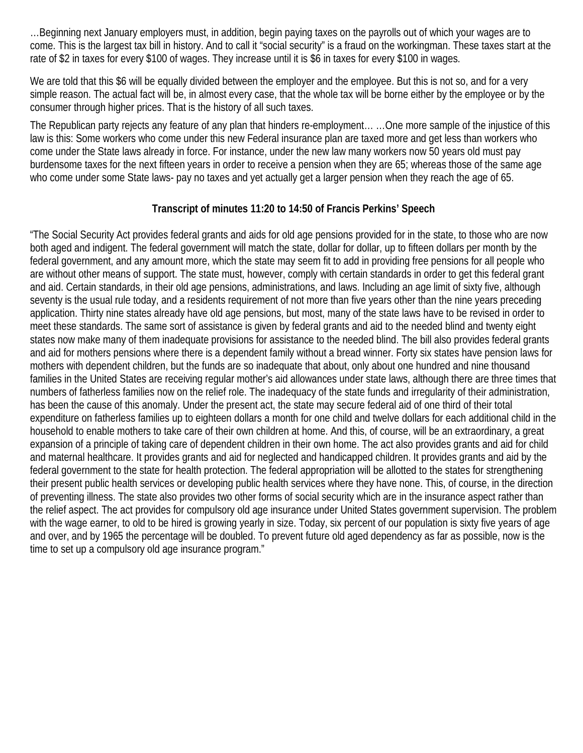…Beginning next January employers must, in addition, begin paying taxes on the payrolls out of which your wages are to come. This is the largest tax bill in history. And to call it "social security" is a fraud on the workingman. These taxes start at the rate of $2 in taxes for every $100 of wages. They increase until it is $6 in taxes for every $100 in wages.

We are told that this $6 will be equally divided between the employer and the employee. But this is not so, and for a very simple reason. The actual fact will be, in almost every case, that the whole tax will be borne either by the employee or by the consumer through higher prices. That is the history of all such taxes.

The Republican party rejects any feature of any plan that hinders re-employment… …One more sample of the injustice of this law is this: Some workers who come under this new Federal insurance plan are taxed more and get less than workers who come under the State laws already in force. For instance, under the new law many workers now 50 years old must pay burdensome taxes for the next fifteen years in order to receive a pension when they are 65; whereas those of the same age who come under some State laws- pay no taxes and yet actually get a larger pension when they reach the age of 65.

**Transcript of minutes 11:20 to 14:50 of Francis Perkins' Speech**

"The Social Security Act provides federal grants and aids for old age pensions provided for in the state, to those who are now both aged and indigent. The federal government will match the state, dollar for dollar, up to fifteen dollars per month by the federal government, and any amount more, which the state may seem fit to add in providing free pensions for all people who are without other means of support. The state must, however, comply with certain standards in order to get this federal grant and aid. Certain standards, in their old age pensions, administrations, and laws. Including an age limit of sixty five, although seventy is the usual rule today, and a residents requirement of not more than five years other than the nine years preceding application. Thirty nine states already have old age pensions, but most, many of the state laws have to be revised in order to meet these standards. The same sort of assistance is given by federal grants and aid to the needed blind and twenty eight states now make many of them inadequate provisions for assistance to the needed blind. The bill also provides federal grants and aid for mothers pensions where there is a dependent family without a bread winner. Forty six states have pension laws for mothers with dependent children, but the funds are so inadequate that about, only about one hundred and nine thousand families in the United States are receiving regular mother's aid allowances under state laws, although there are three times that numbers of fatherless families now on the relief role. The inadequacy of the state funds and irregularity of their administration, has been the cause of this anomaly. Under the present act, the state may secure federal aid of one third of their total expenditure on fatherless families up to eighteen dollars a month for one child and twelve dollars for each additional child in the household to enable mothers to take care of their own children at home. And this, of course, will be an extraordinary, a great expansion of a principle of taking care of dependent children in their own home. The act also provides grants and aid for child and maternal healthcare. It provides grants and aid for neglected and handicapped children. It provides grants and aid by the federal government to the state for health protection. The federal appropriation will be allotted to the states for strengthening their present public health services or developing public health services where they have none. This, of course, in the direction of preventing illness. The state also provides two other forms of social security which are in the insurance aspect rather than the relief aspect. The act provides for compulsory old age insurance under United States government supervision. The problem with the wage earner, to old to be hired is growing yearly in size. Today, six percent of our population is sixty five years of age and over, and by 1965 the percentage will be doubled. To prevent future old aged dependency as far as possible, now is the time to set up a compulsory old age insurance program."